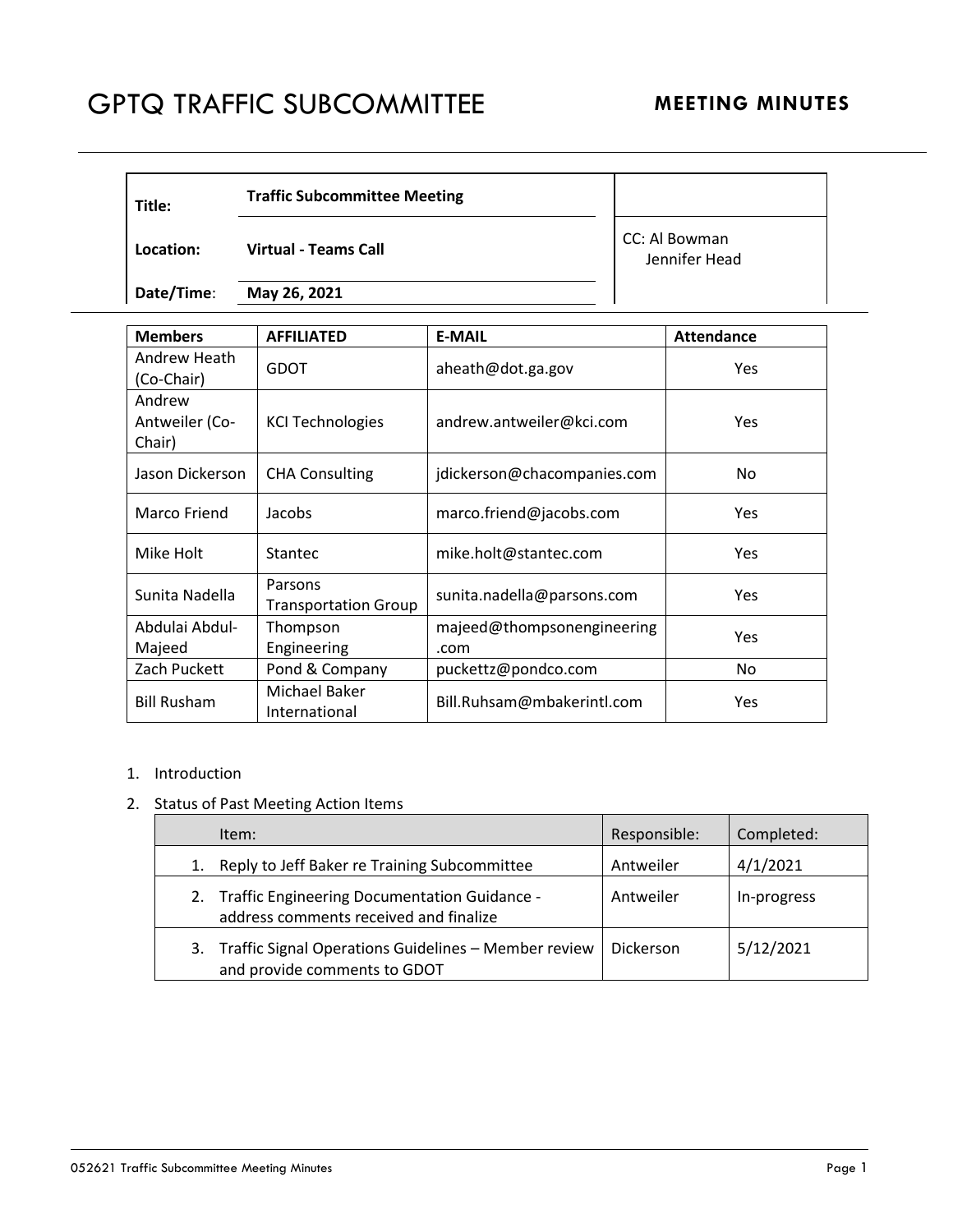# GPTQ TRAFFIC SUBCOMMITTEE

**MEETING MINUTES**

| | | |
|---|---|---|
| **Title:** | **Traffic Subcommittee Meeting** | |
| **Location:** | **Virtual - Teams Call** | CC: Al Bowman<br>Jennifer Head |
| **Date/Time**: | **May 26, 2021** | |

| Members | AFFILIATED | E-MAIL | Attendance |
|---|---|---|---|
| Andrew Heath (Co-Chair) | GDOT | aheath@dot.ga.gov | Yes |
| Andrew Antweiler (Co-Chair) | KCI Technologies | andrew.antweiler@kci.com | Yes |
| Jason Dickerson | CHA Consulting | jdickerson@chacompanies.com | No |
| Marco Friend | Jacobs | marco.friend@jacobs.com | Yes |
| Mike Holt | Stantec | mike.holt@stantec.com | Yes |
| Sunita Nadella | Parsons Transportation Group | sunita.nadella@parsons.com | Yes |
| Abdulai Abdul-Majeed | Thompson Engineering | majeed@thompsonengineering.com | Yes |
| Zach Puckett | Pond & Company | puckettz@pondco.com | No |
| Bill Rusham | Michael Baker International | Bill.Ruhsam@mbakerintl.com | Yes |

1. Introduction
2. Status of Past Meeting Action Items

| Item: | Responsible: | Completed: |
|---|---|---|
| 1. Reply to Jeff Baker re Training Subcommittee | Antweiler | 4/1/2021 |
| 2. Traffic Engineering Documentation Guidance - address comments received and finalize | Antweiler | In-progress |
| 3. Traffic Signal Operations Guidelines – Member review and provide comments to GDOT | Dickerson | 5/12/2021 |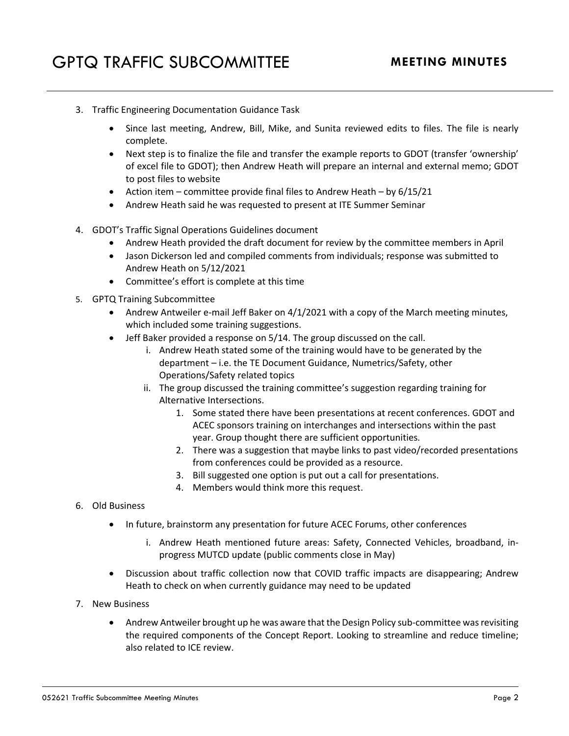3. Traffic Engineering Documentation Guidance Task

   - Since last meeting, Andrew, Bill, Mike, and Sunita reviewed edits to files. The file is nearly complete.
   - Next step is to finalize the file and transfer the example reports to GDOT (transfer 'ownership' of excel file to GDOT); then Andrew Heath will prepare an internal and external memo; GDOT to post files to website
   - Action item – committee provide final files to Andrew Heath – by 6/15/21
   - Andrew Heath said he was requested to present at ITE Summer Seminar

4. GDOT's Traffic Signal Operations Guidelines document
   - Andrew Heath provided the draft document for review by the committee members in April
   - Jason Dickerson led and compiled comments from individuals; response was submitted to Andrew Heath on 5/12/2021
   - Committee's effort is complete at this time

5. GPTQ Training Subcommittee
   - Andrew Antweiler e-mail Jeff Baker on 4/1/2021 with a copy of the March meeting minutes, which included some training suggestions.
   - Jeff Baker provided a response on 5/14. The group discussed on the call.
     - i. Andrew Heath stated some of the training would have to be generated by the department – i.e. the TE Document Guidance, Numetrics/Safety, other Operations/Safety related topics
     - ii. The group discussed the training committee's suggestion regarding training for Alternative Intersections.
       1. Some stated there have been presentations at recent conferences. GDOT and ACEC sponsors training on interchanges and intersections within the past year. Group thought there are sufficient opportunities.
       2. There was a suggestion that maybe links to past video/recorded presentations from conferences could be provided as a resource.
       3. Bill suggested one option is put out a call for presentations.
       4. Members would think more this request.

6. Old Business

   - In future, brainstorm any presentation for future ACEC Forums, other conferences
     - i. Andrew Heath mentioned future areas: Safety, Connected Vehicles, broadband, in-progress MUTCD update (public comments close in May)
   - Discussion about traffic collection now that COVID traffic impacts are disappearing; Andrew Heath to check on when currently guidance may need to be updated

7. New Business

   - Andrew Antweiler brought up he was aware that the Design Policy sub-committee was revisiting the required components of the Concept Report. Looking to streamline and reduce timeline; also related to ICE review.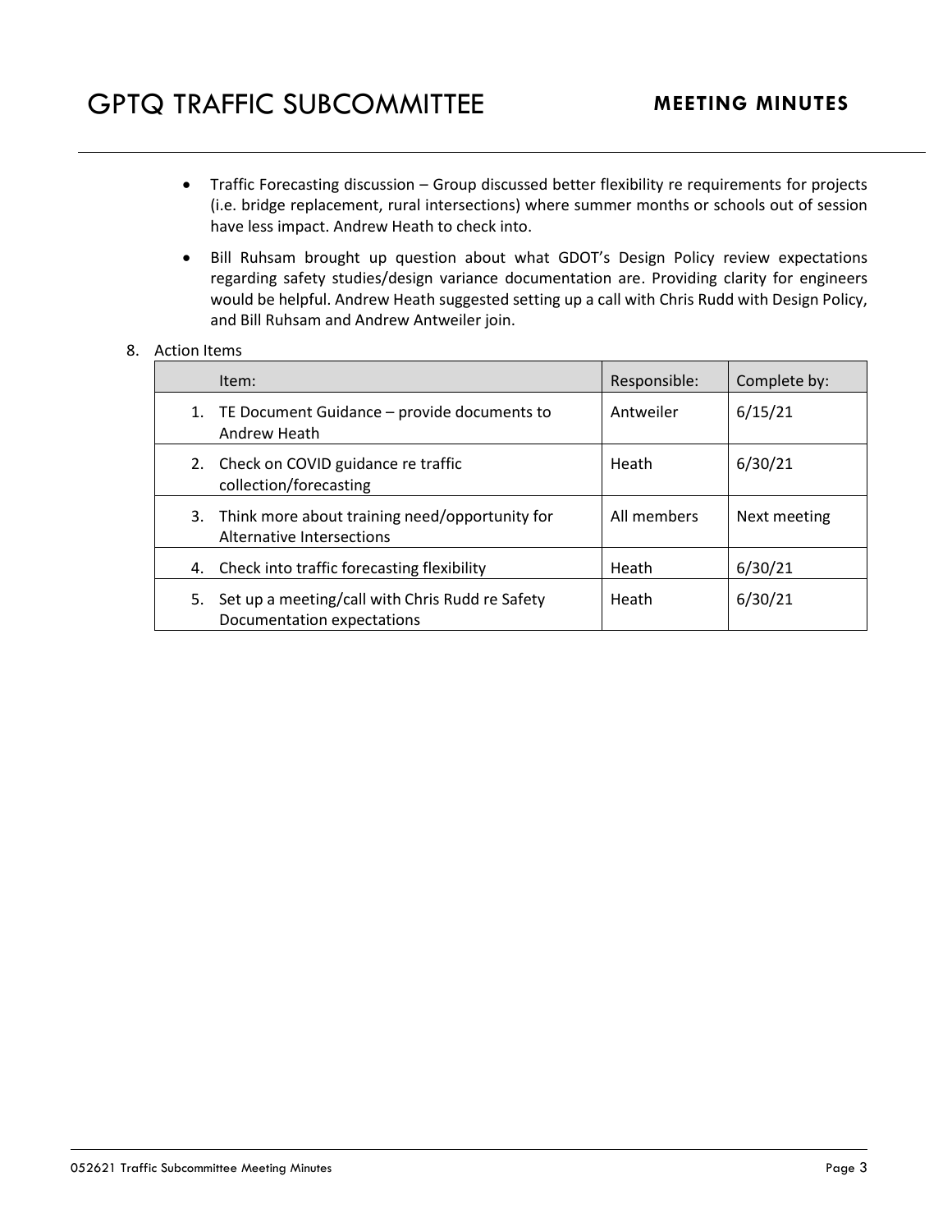- Traffic Forecasting discussion – Group discussed better flexibility re requirements for projects (i.e. bridge replacement, rural intersections) where summer months or schools out of session have less impact. Andrew Heath to check into.
- Bill Ruhsam brought up question about what GDOT's Design Policy review expectations regarding safety studies/design variance documentation are. Providing clarity for engineers would be helpful. Andrew Heath suggested setting up a call with Chris Rudd with Design Policy, and Bill Ruhsam and Andrew Antweiler join.

8. Action Items

| Item: | Responsible: | Complete by: |
|---|---|---|
| 1. TE Document Guidance – provide documents to Andrew Heath | Antweiler | 6/15/21 |
| 2. Check on COVID guidance re traffic collection/forecasting | Heath | 6/30/21 |
| 3. Think more about training need/opportunity for Alternative Intersections | All members | Next meeting |
| 4. Check into traffic forecasting flexibility | Heath | 6/30/21 |
| 5. Set up a meeting/call with Chris Rudd re Safety Documentation expectations | Heath | 6/30/21 |